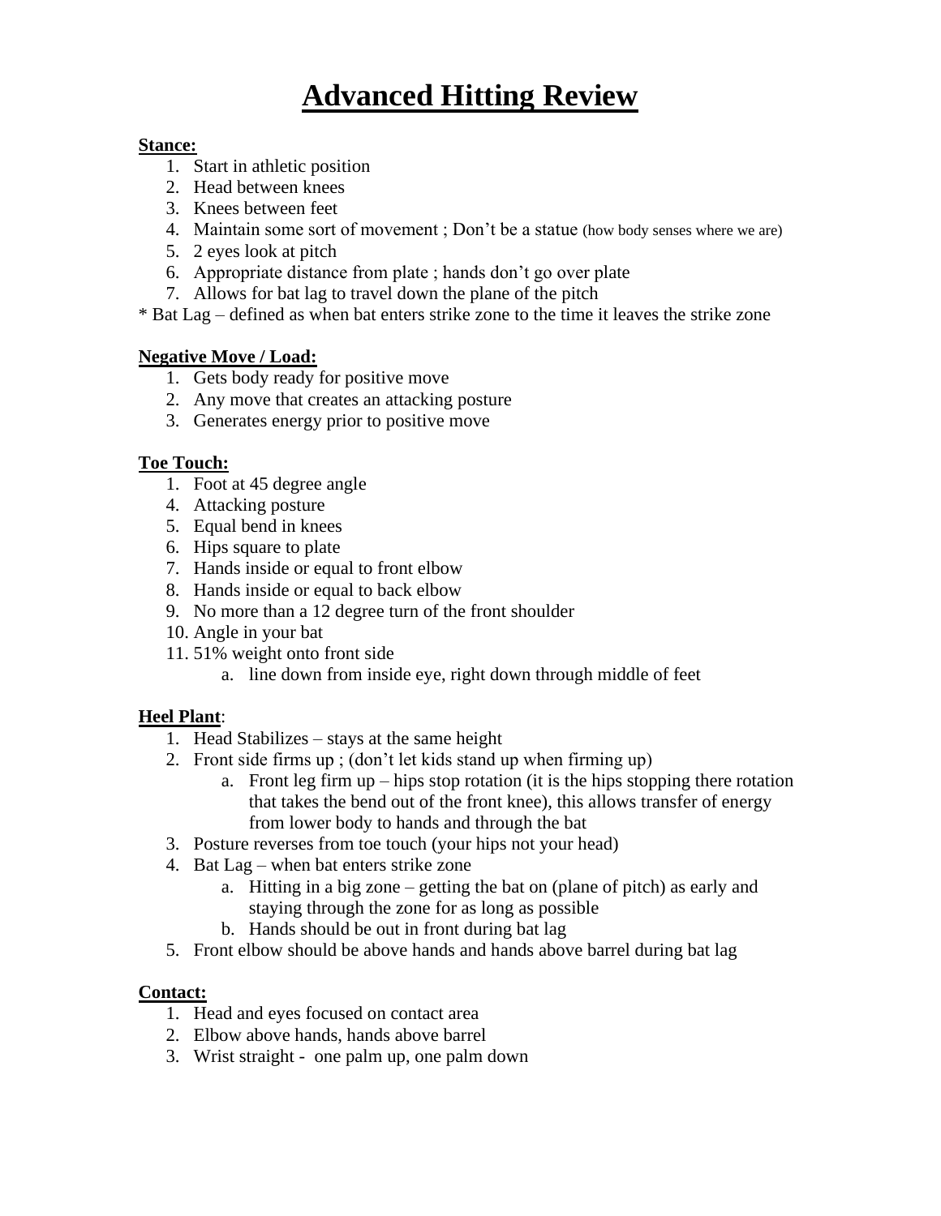# Advanced Hitting Review

**Stance:**

1. Start in athletic position
2. Head between knees
3. Knees between feet
4. Maintain some sort of movement ; Don't be a statue (how body senses where we are)
5. 2 eyes look at pitch
6. Appropriate distance from plate ; hands don't go over plate
7. Allows for bat lag to travel down the plane of the pitch

* Bat Lag – defined as when bat enters strike zone to the time it leaves the strike zone

**Negative Move / Load:**

1. Gets body ready for positive move
2. Any move that creates an attacking posture
3. Generates energy prior to positive move

**Toe Touch:**

1. Foot at 45 degree angle
4. Attacking posture
5. Equal bend in knees
6. Hips square to plate
7. Hands inside or equal to front elbow
8. Hands inside or equal to back elbow
9. No more than a 12 degree turn of the front shoulder
10. Angle in your bat
11. 51% weight onto front side
    a. line down from inside eye, right down through middle of feet

**Heel Plant**:

1. Head Stabilizes – stays at the same height
2. Front side firms up ; (don't let kids stand up when firming up)
    a. Front leg firm up – hips stop rotation (it is the hips stopping there rotation that takes the bend out of the front knee), this allows transfer of energy from lower body to hands and through the bat
3. Posture reverses from toe touch (your hips not your head)
4. Bat Lag – when bat enters strike zone
    a. Hitting in a big zone – getting the bat on (plane of pitch) as early and staying through the zone for as long as possible
    b. Hands should be out in front during bat lag
5. Front elbow should be above hands and hands above barrel during bat lag

**Contact:**

1. Head and eyes focused on contact area
2. Elbow above hands, hands above barrel
3. Wrist straight - one palm up, one palm down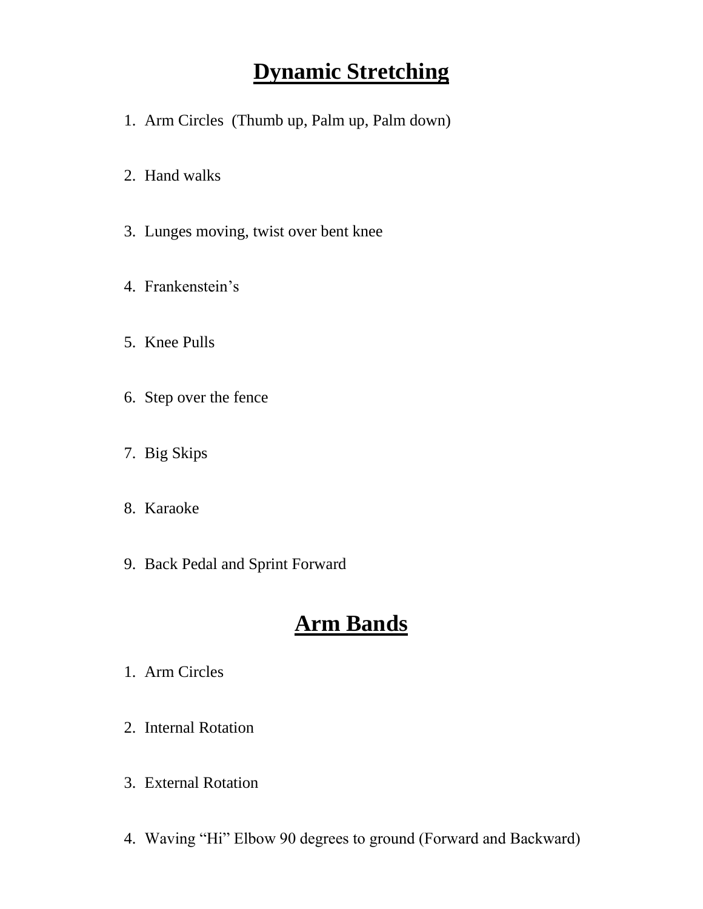# Dynamic Stretching

1. Arm Circles (Thumb up, Palm up, Palm down)
2. Hand walks
3. Lunges moving, twist over bent knee
4. Frankenstein's
5. Knee Pulls
6. Step over the fence
7. Big Skips
8. Karaoke
9. Back Pedal and Sprint Forward

# Arm Bands

1. Arm Circles
2. Internal Rotation
3. External Rotation
4. Waving "Hi" Elbow 90 degrees to ground (Forward and Backward)